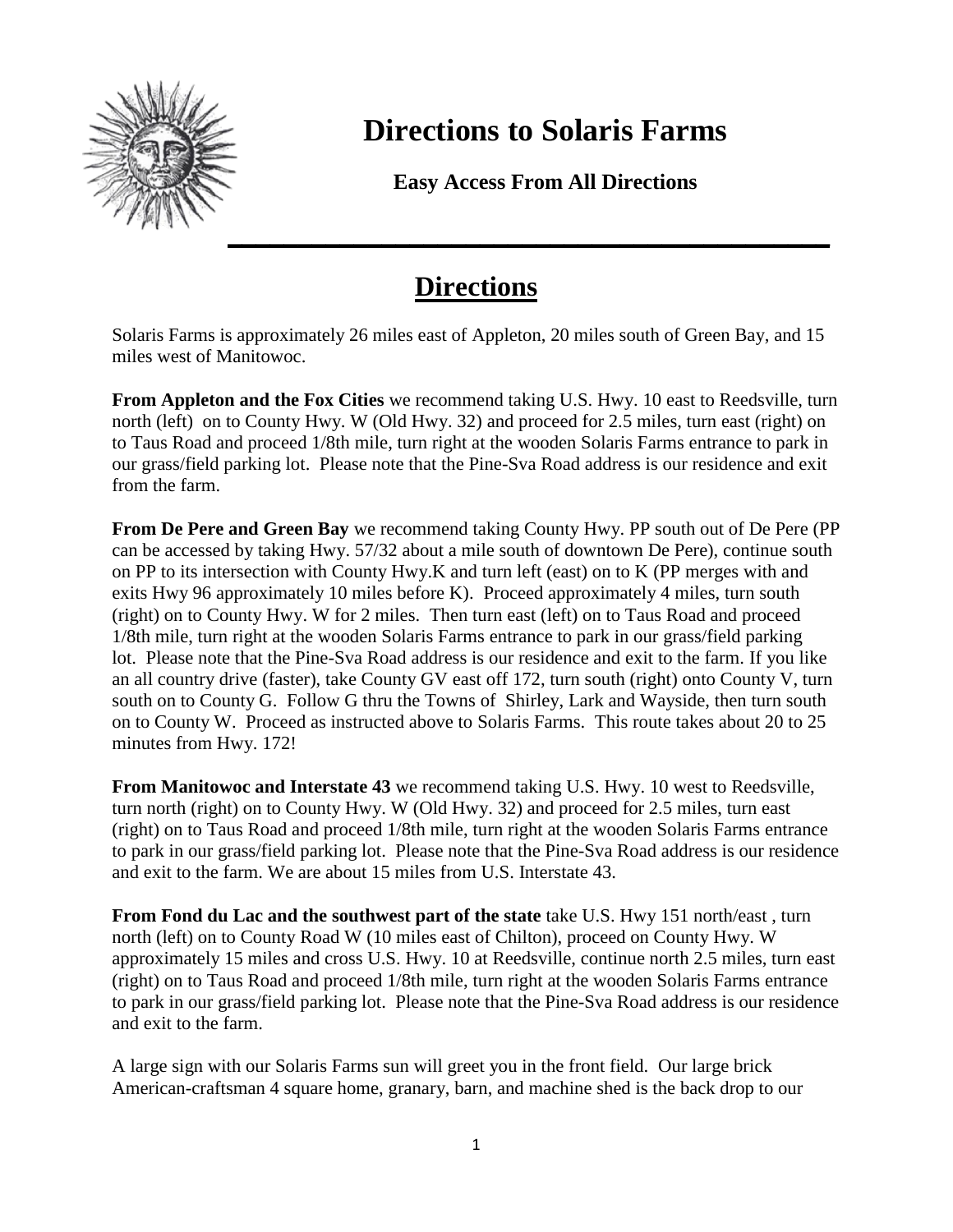# Directions to Solaris Farms

**Easy Access From All Directions**

## Directions

Solaris Farms is approximately 26 miles east of Appleton, 20 miles south of Green Bay, and 15 miles west of Manitowoc.

**From Appleton and the Fox Cities** we recommend taking U.S. Hwy. 10 east to Reedsville, turn north (left) on to County Hwy. W (Old Hwy. 32) and proceed for 2.5 miles, turn east (right) on to Taus Road and proceed 1/8th mile, turn right at the wooden Solaris Farms entrance to park in our grass/field parking lot. Please note that the Pine-Sva Road address is our residence and exit from the farm.

**From De Pere and Green Bay** we recommend taking County Hwy. PP south out of De Pere (PP can be accessed by taking Hwy. 57/32 about a mile south of downtown De Pere), continue south on PP to its intersection with County Hwy.K and turn left (east) on to K (PP merges with and exits Hwy 96 approximately 10 miles before K). Proceed approximately 4 miles, turn south (right) on to County Hwy. W for 2 miles. Then turn east (left) on to Taus Road and proceed 1/8th mile, turn right at the wooden Solaris Farms entrance to park in our grass/field parking lot. Please note that the Pine-Sva Road address is our residence and exit to the farm. If you like an all country drive (faster), take County GV east off 172, turn south (right) onto County V, turn south on to County G. Follow G thru the Towns of Shirley, Lark and Wayside, then turn south on to County W. Proceed as instructed above to Solaris Farms. This route takes about 20 to 25 minutes from Hwy. 172!

**From Manitowoc and Interstate 43** we recommend taking U.S. Hwy. 10 west to Reedsville, turn north (right) on to County Hwy. W (Old Hwy. 32) and proceed for 2.5 miles, turn east (right) on to Taus Road and proceed 1/8th mile, turn right at the wooden Solaris Farms entrance to park in our grass/field parking lot. Please note that the Pine-Sva Road address is our residence and exit to the farm. We are about 15 miles from U.S. Interstate 43.

**From Fond du Lac and the southwest part of the state** take U.S. Hwy 151 north/east , turn north (left) on to County Road W (10 miles east of Chilton), proceed on County Hwy. W approximately 15 miles and cross U.S. Hwy. 10 at Reedsville, continue north 2.5 miles, turn east (right) on to Taus Road and proceed 1/8th mile, turn right at the wooden Solaris Farms entrance to park in our grass/field parking lot. Please note that the Pine-Sva Road address is our residence and exit to the farm.

A large sign with our Solaris Farms sun will greet you in the front field. Our large brick American-craftsman 4 square home, granary, barn, and machine shed is the back drop to our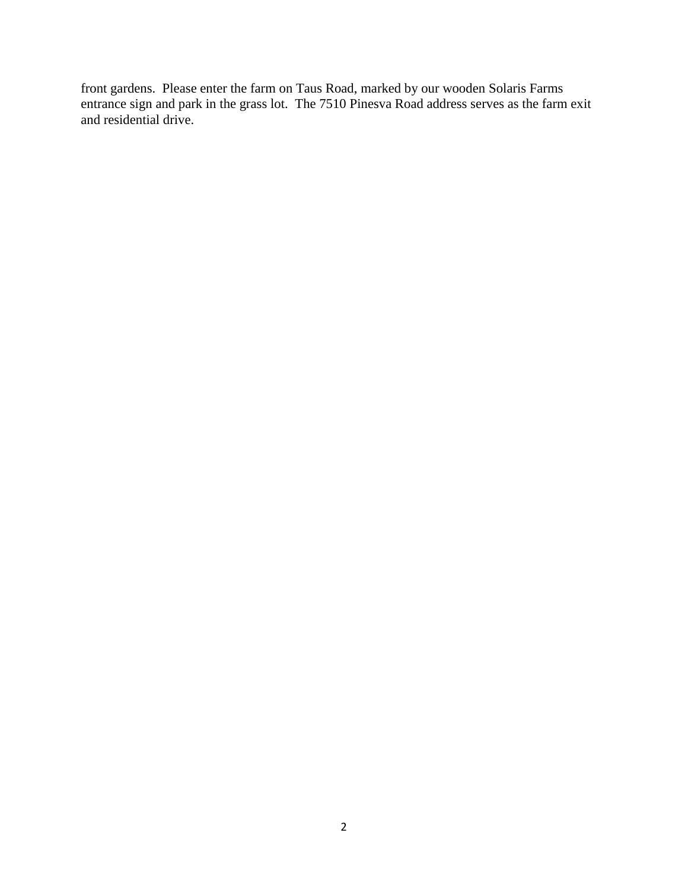front gardens. Please enter the farm on Taus Road, marked by our wooden Solaris Farms entrance sign and park in the grass lot. The 7510 Pinesva Road address serves as the farm exit and residential drive.